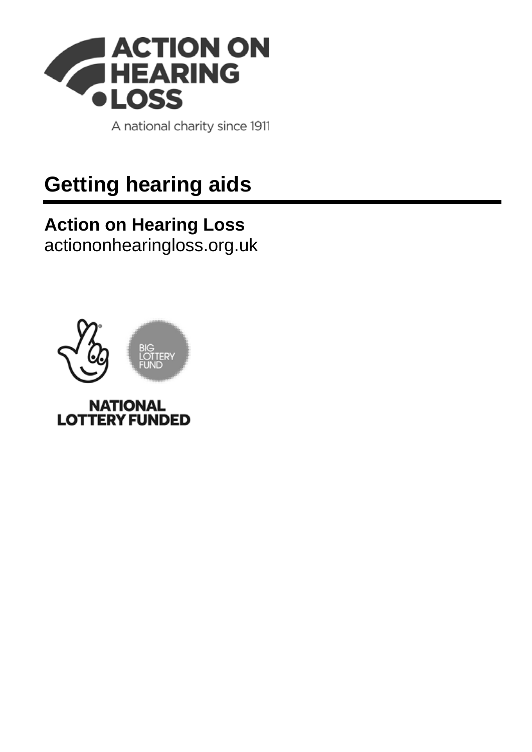ACTION ON HEARING LOSS

A national charity since 1911

# Getting hearing aids

**Action on Hearing Loss**
actiononhearingloss.org.uk

BIG LOTTERY FUND

NATIONAL LOTTERY FUNDED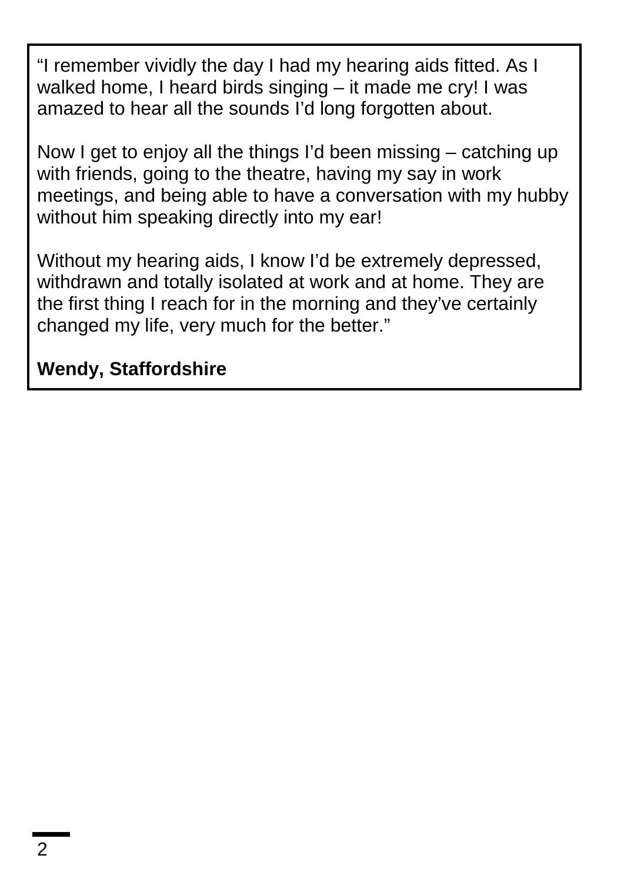"I remember vividly the day I had my hearing aids fitted. As I walked home, I heard birds singing – it made me cry! I was amazed to hear all the sounds I'd long forgotten about.

Now I get to enjoy all the things I'd been missing – catching up with friends, going to the theatre, having my say in work meetings, and being able to have a conversation with my hubby without him speaking directly into my ear!

Without my hearing aids, I know I'd be extremely depressed, withdrawn and totally isolated at work and at home. They are the first thing I reach for in the morning and they've certainly changed my life, very much for the better."

**Wendy, Staffordshire**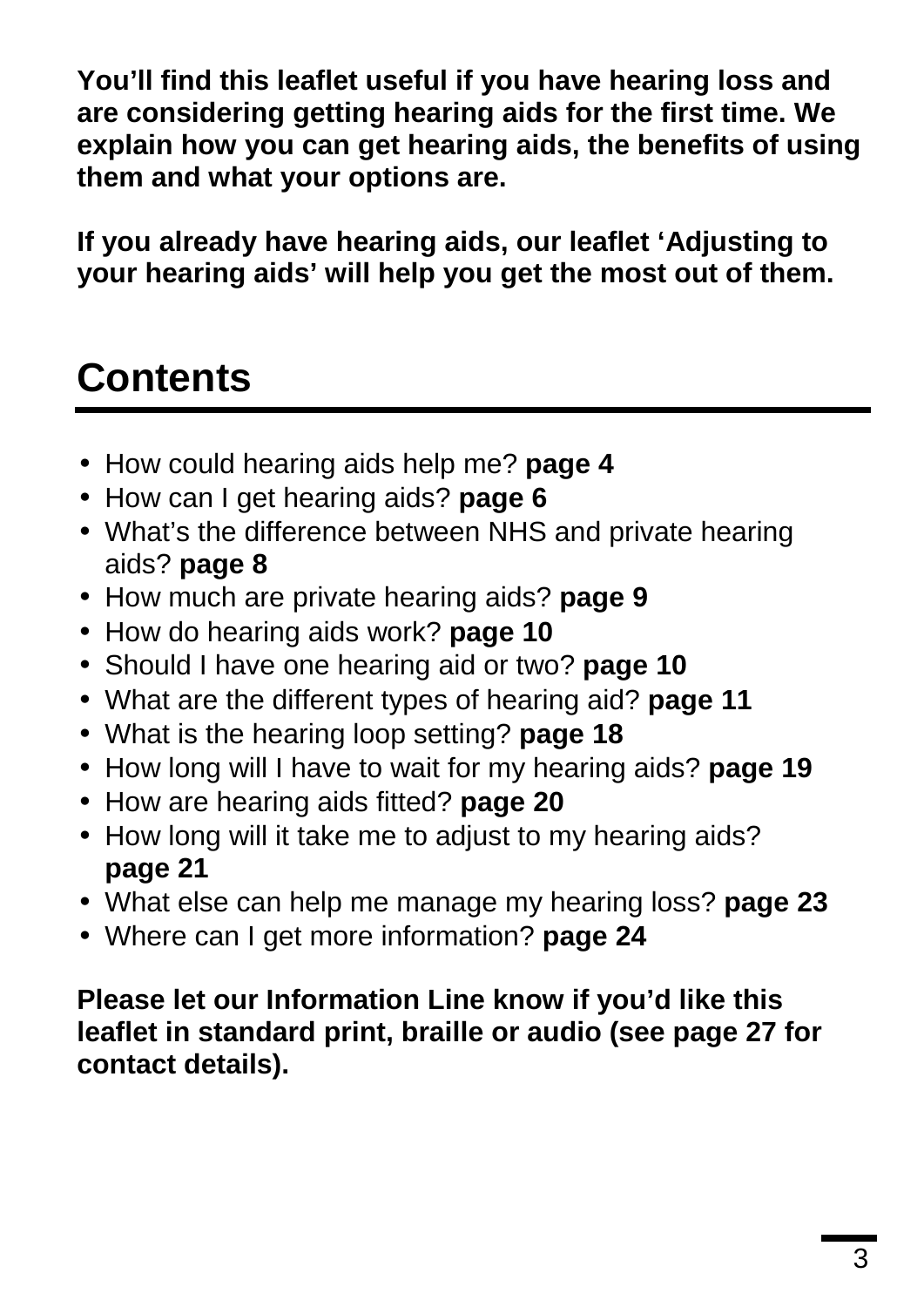**You'll find this leaflet useful if you have hearing loss and are considering getting hearing aids for the first time. We explain how you can get hearing aids, the benefits of using them and what your options are.**

**If you already have hearing aids, our leaflet 'Adjusting to your hearing aids' will help you get the most out of them.**

# Contents

- How could hearing aids help me? **page 4**
- How can I get hearing aids? **page 6**
- What's the difference between NHS and private hearing aids? **page 8**
- How much are private hearing aids? **page 9**
- How do hearing aids work? **page 10**
- Should I have one hearing aid or two? **page 10**
- What are the different types of hearing aid? **page 11**
- What is the hearing loop setting? **page 18**
- How long will I have to wait for my hearing aids? **page 19**
- How are hearing aids fitted? **page 20**
- How long will it take me to adjust to my hearing aids? **page 21**
- What else can help me manage my hearing loss? **page 23**
- Where can I get more information? **page 24**

**Please let our Information Line know if you'd like this leaflet in standard print, braille or audio (see page 27 for contact details).**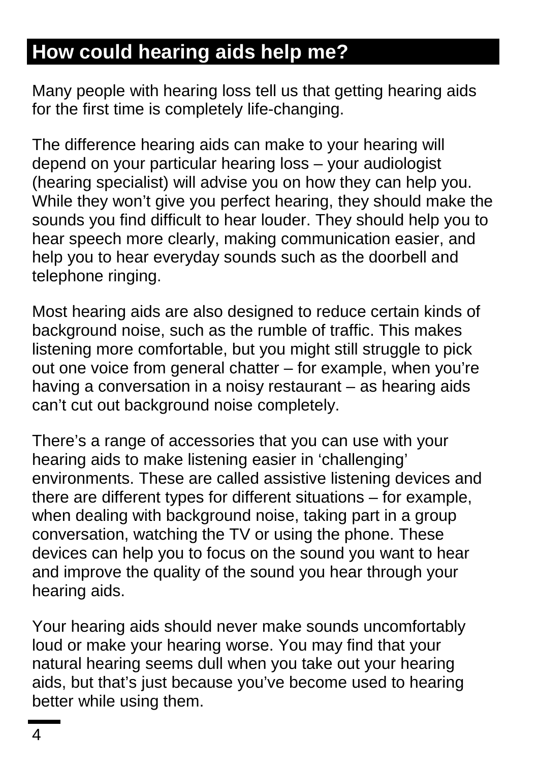## How could hearing aids help me?

Many people with hearing loss tell us that getting hearing aids for the first time is completely life-changing.

The difference hearing aids can make to your hearing will depend on your particular hearing loss – your audiologist (hearing specialist) will advise you on how they can help you. While they won't give you perfect hearing, they should make the sounds you find difficult to hear louder. They should help you to hear speech more clearly, making communication easier, and help you to hear everyday sounds such as the doorbell and telephone ringing.

Most hearing aids are also designed to reduce certain kinds of background noise, such as the rumble of traffic. This makes listening more comfortable, but you might still struggle to pick out one voice from general chatter – for example, when you're having a conversation in a noisy restaurant – as hearing aids can't cut out background noise completely.

There's a range of accessories that you can use with your hearing aids to make listening easier in 'challenging' environments. These are called assistive listening devices and there are different types for different situations – for example, when dealing with background noise, taking part in a group conversation, watching the TV or using the phone. These devices can help you to focus on the sound you want to hear and improve the quality of the sound you hear through your hearing aids.

Your hearing aids should never make sounds uncomfortably loud or make your hearing worse. You may find that your natural hearing seems dull when you take out your hearing aids, but that's just because you've become used to hearing better while using them.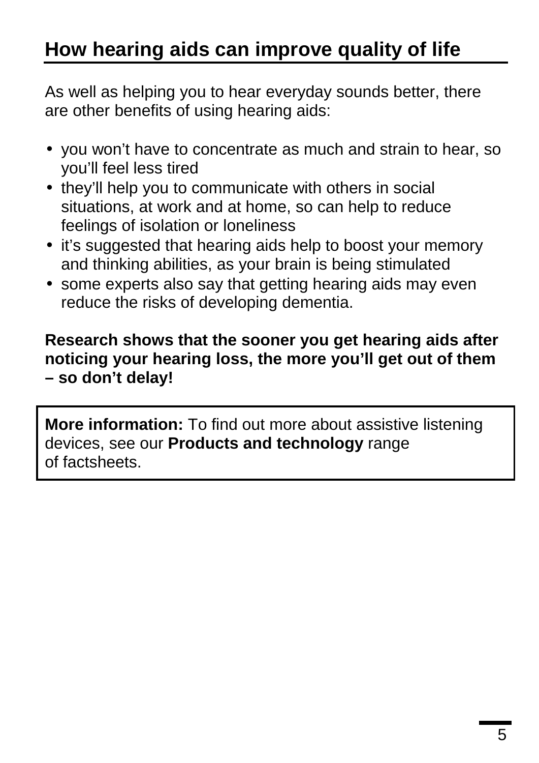## How hearing aids can improve quality of life

As well as helping you to hear everyday sounds better, there are other benefits of using hearing aids:

- you won't have to concentrate as much and strain to hear, so you'll feel less tired
- they'll help you to communicate with others in social situations, at work and at home, so can help to reduce feelings of isolation or loneliness
- it's suggested that hearing aids help to boost your memory and thinking abilities, as your brain is being stimulated
- some experts also say that getting hearing aids may even reduce the risks of developing dementia.

**Research shows that the sooner you get hearing aids after noticing your hearing loss, the more you'll get out of them – so don't delay!**

**More information:** To find out more about assistive listening devices, see our **Products and technology** range of factsheets.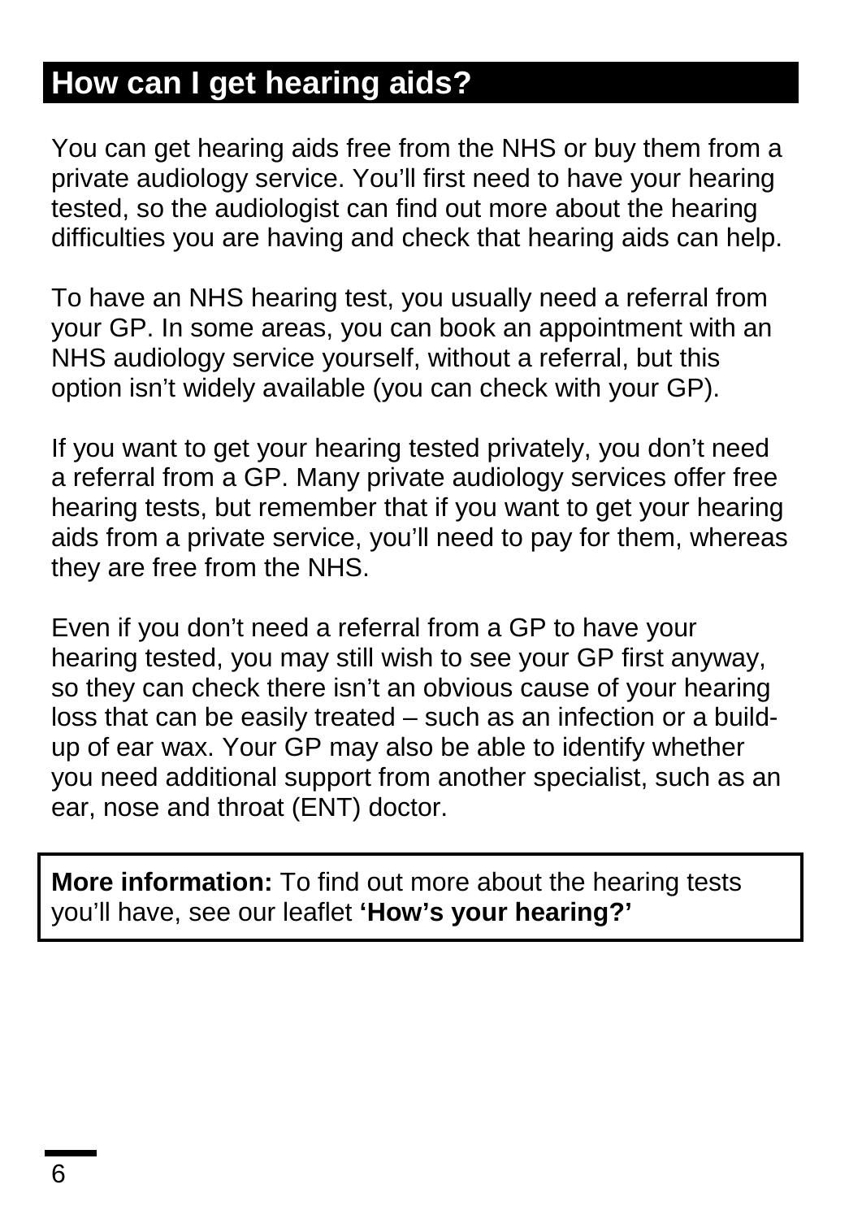## How can I get hearing aids?

You can get hearing aids free from the NHS or buy them from a private audiology service. You'll first need to have your hearing tested, so the audiologist can find out more about the hearing difficulties you are having and check that hearing aids can help.

To have an NHS hearing test, you usually need a referral from your GP. In some areas, you can book an appointment with an NHS audiology service yourself, without a referral, but this option isn't widely available (you can check with your GP).

If you want to get your hearing tested privately, you don't need a referral from a GP. Many private audiology services offer free hearing tests, but remember that if you want to get your hearing aids from a private service, you'll need to pay for them, whereas they are free from the NHS.

Even if you don't need a referral from a GP to have your hearing tested, you may still wish to see your GP first anyway, so they can check there isn't an obvious cause of your hearing loss that can be easily treated – such as an infection or a build-up of ear wax. Your GP may also be able to identify whether you need additional support from another specialist, such as an ear, nose and throat (ENT) doctor.

**More information:** To find out more about the hearing tests you'll have, see our leaflet **'How's your hearing?'**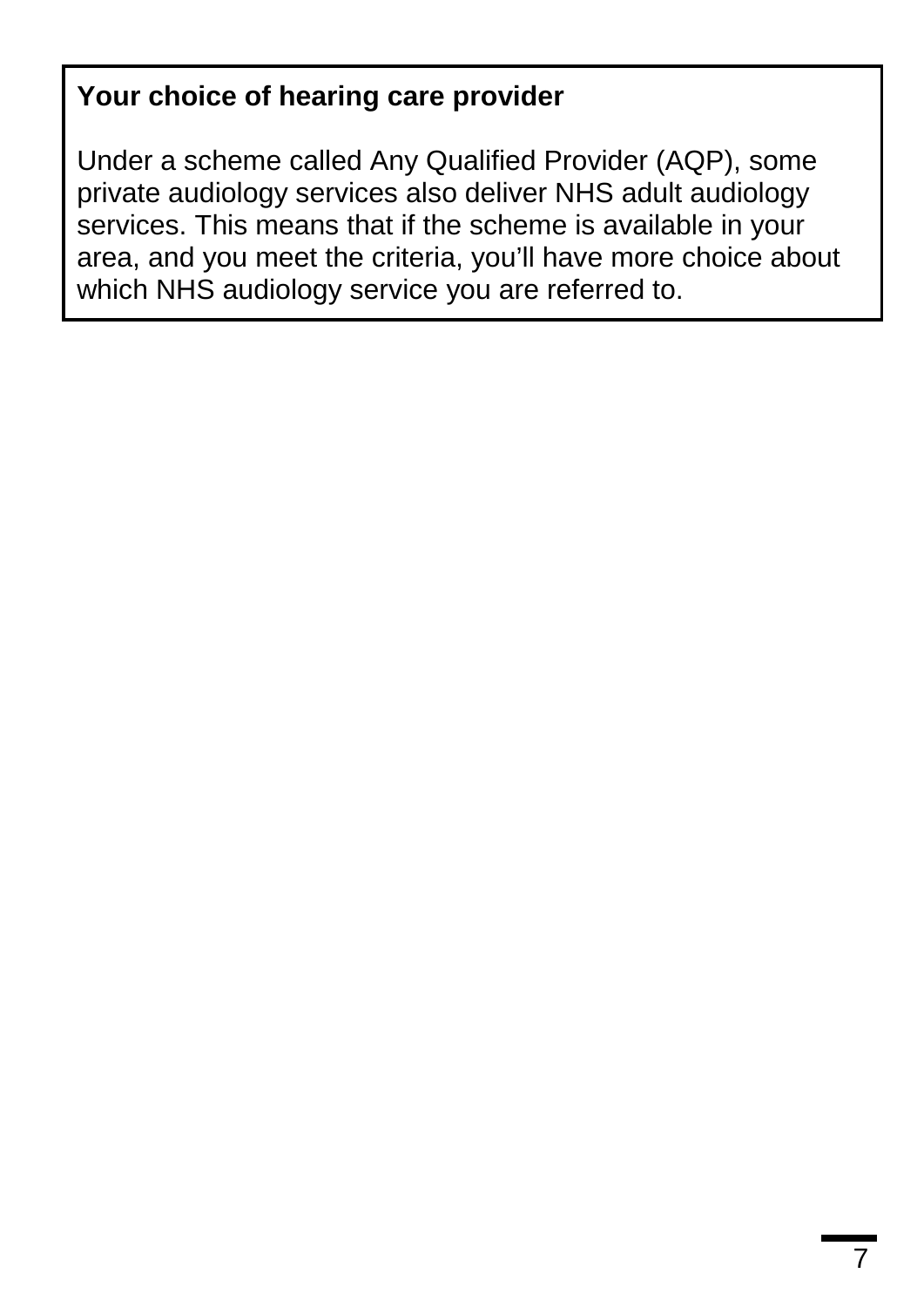**Your choice of hearing care provider**

Under a scheme called Any Qualified Provider (AQP), some private audiology services also deliver NHS adult audiology services. This means that if the scheme is available in your area, and you meet the criteria, you'll have more choice about which NHS audiology service you are referred to.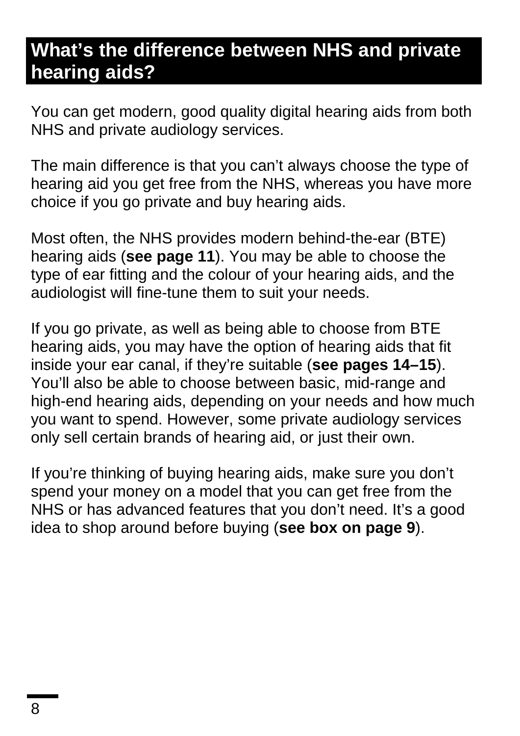## What's the difference between NHS and private hearing aids?

You can get modern, good quality digital hearing aids from both NHS and private audiology services.

The main difference is that you can't always choose the type of hearing aid you get free from the NHS, whereas you have more choice if you go private and buy hearing aids.

Most often, the NHS provides modern behind-the-ear (BTE) hearing aids (**see page 11**). You may be able to choose the type of ear fitting and the colour of your hearing aids, and the audiologist will fine-tune them to suit your needs.

If you go private, as well as being able to choose from BTE hearing aids, you may have the option of hearing aids that fit inside your ear canal, if they're suitable (**see pages 14–15**). You'll also be able to choose between basic, mid-range and high-end hearing aids, depending on your needs and how much you want to spend. However, some private audiology services only sell certain brands of hearing aid, or just their own.

If you're thinking of buying hearing aids, make sure you don't spend your money on a model that you can get free from the NHS or has advanced features that you don't need. It's a good idea to shop around before buying (**see box on page 9**).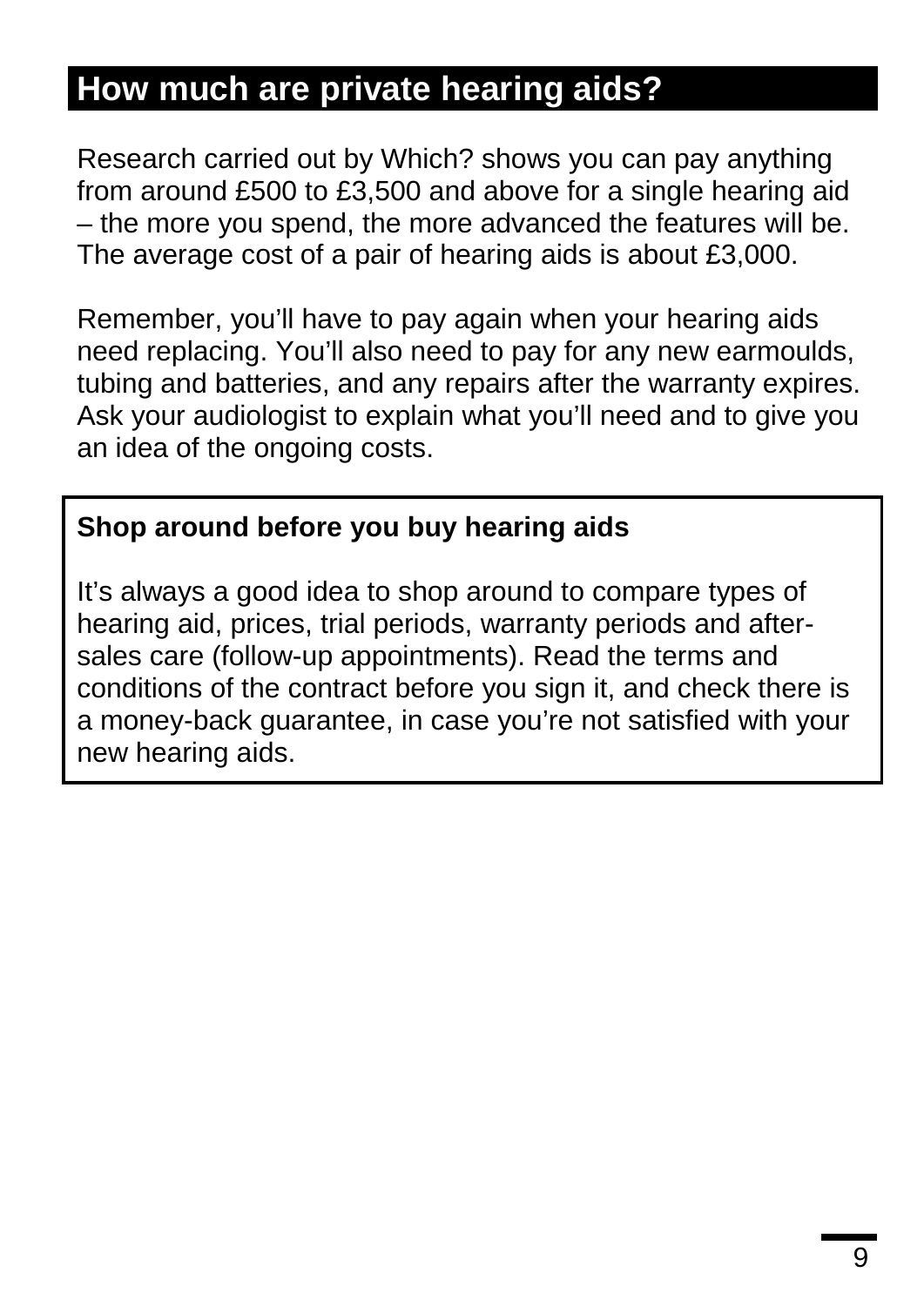## How much are private hearing aids?

Research carried out by Which? shows you can pay anything from around £500 to £3,500 and above for a single hearing aid – the more you spend, the more advanced the features will be. The average cost of a pair of hearing aids is about £3,000.

Remember, you'll have to pay again when your hearing aids need replacing. You'll also need to pay for any new earmoulds, tubing and batteries, and any repairs after the warranty expires. Ask your audiologist to explain what you'll need and to give you an idea of the ongoing costs.

**Shop around before you buy hearing aids**

It's always a good idea to shop around to compare types of hearing aid, prices, trial periods, warranty periods and after-sales care (follow-up appointments). Read the terms and conditions of the contract before you sign it, and check there is a money-back guarantee, in case you're not satisfied with your new hearing aids.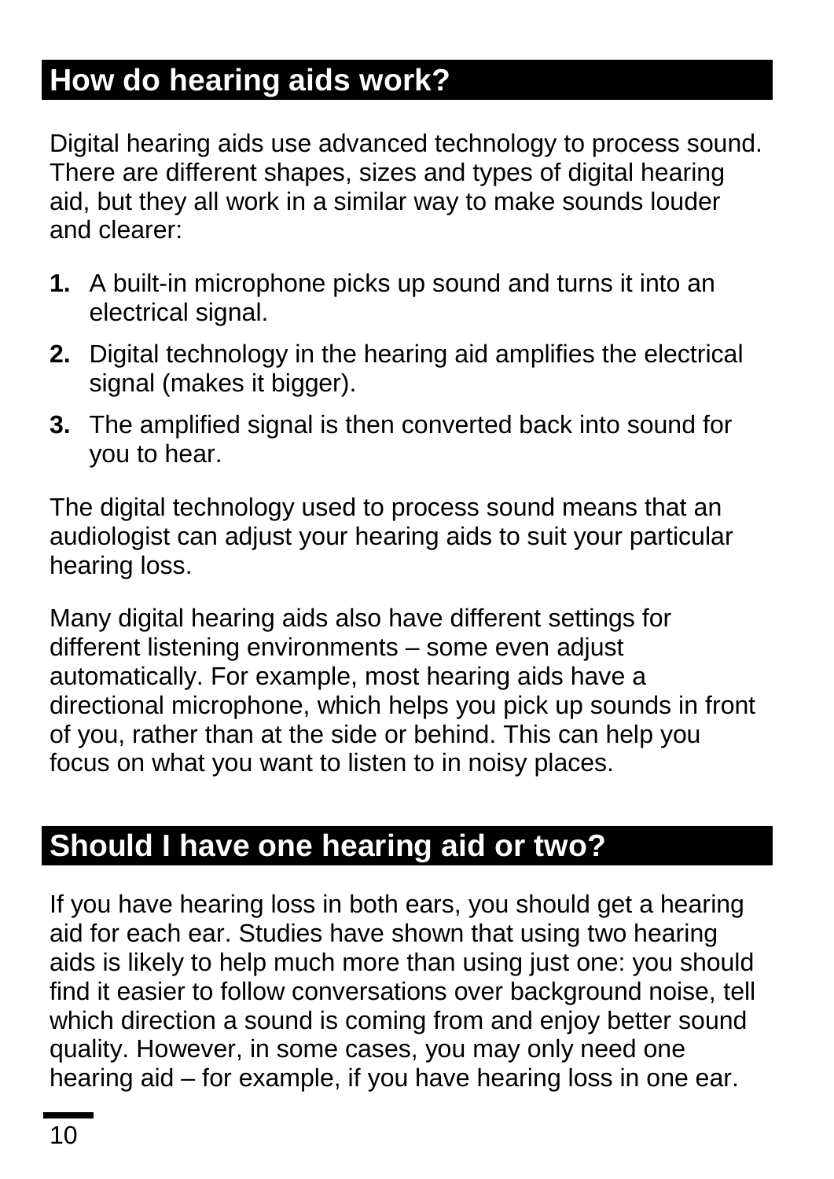## How do hearing aids work?

Digital hearing aids use advanced technology to process sound. There are different shapes, sizes and types of digital hearing aid, but they all work in a similar way to make sounds louder and clearer:

1. A built-in microphone picks up sound and turns it into an electrical signal.
2. Digital technology in the hearing aid amplifies the electrical signal (makes it bigger).
3. The amplified signal is then converted back into sound for you to hear.

The digital technology used to process sound means that an audiologist can adjust your hearing aids to suit your particular hearing loss.

Many digital hearing aids also have different settings for different listening environments – some even adjust automatically. For example, most hearing aids have a directional microphone, which helps you pick up sounds in front of you, rather than at the side or behind. This can help you focus on what you want to listen to in noisy places.

## Should I have one hearing aid or two?

If you have hearing loss in both ears, you should get a hearing aid for each ear. Studies have shown that using two hearing aids is likely to help much more than using just one: you should find it easier to follow conversations over background noise, tell which direction a sound is coming from and enjoy better sound quality. However, in some cases, you may only need one hearing aid – for example, if you have hearing loss in one ear.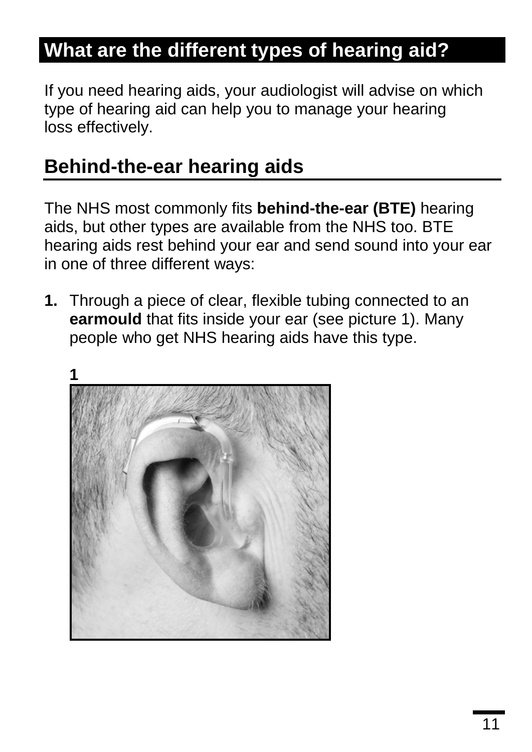# What are the different types of hearing aid?

If you need hearing aids, your audiologist will advise on which type of hearing aid can help you to manage your hearing loss effectively.

## Behind-the-ear hearing aids

The NHS most commonly fits **behind-the-ear (BTE)** hearing aids, but other types are available from the NHS too. BTE hearing aids rest behind your ear and send sound into your ear in one of three different ways:

1. Through a piece of clear, flexible tubing connected to an **earmould** that fits inside your ear (see picture 1). Many people who get NHS hearing aids have this type.

**1**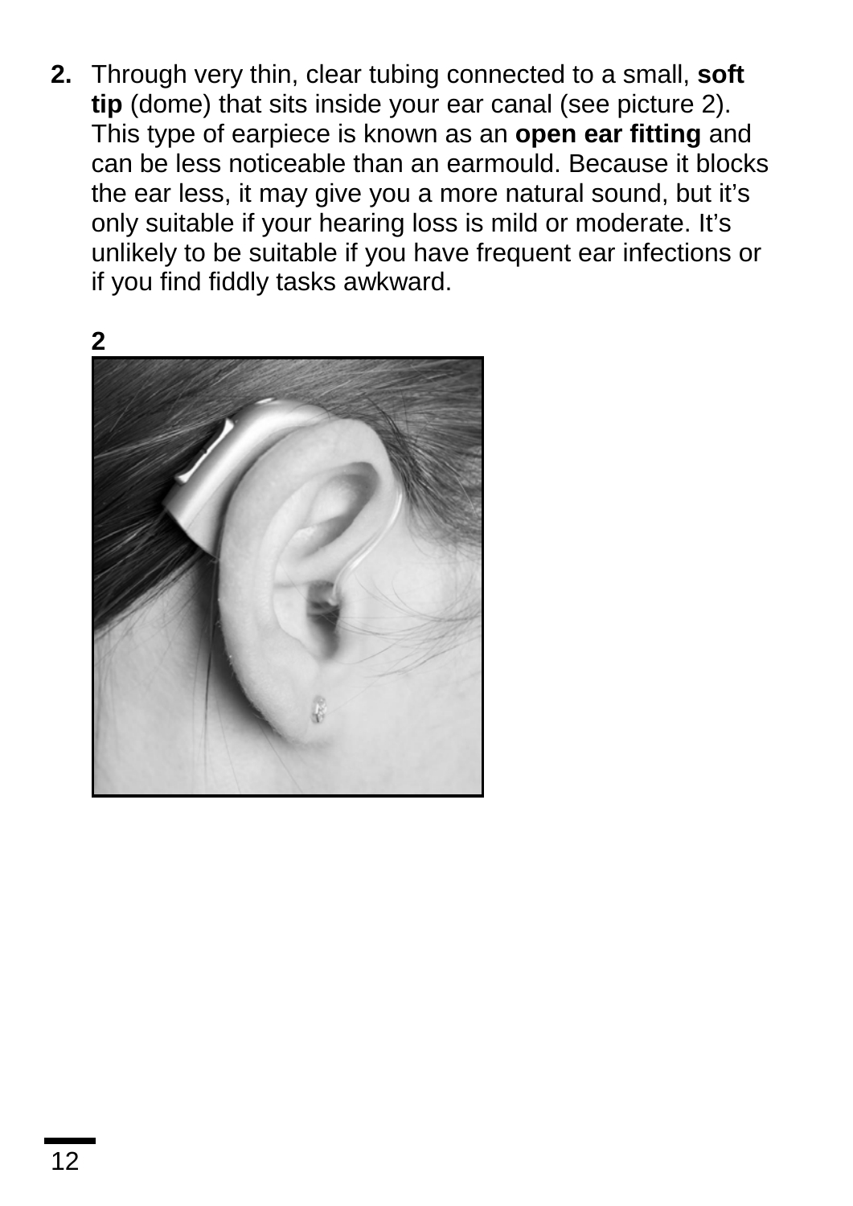2. Through very thin, clear tubing connected to a small, **soft tip** (dome) that sits inside your ear canal (see picture 2). This type of earpiece is known as an **open ear fitting** and can be less noticeable than an earmould. Because it blocks the ear less, it may give you a more natural sound, but it's only suitable if your hearing loss is mild or moderate. It's unlikely to be suitable if you have frequent ear infections or if you find fiddly tasks awkward.

**2**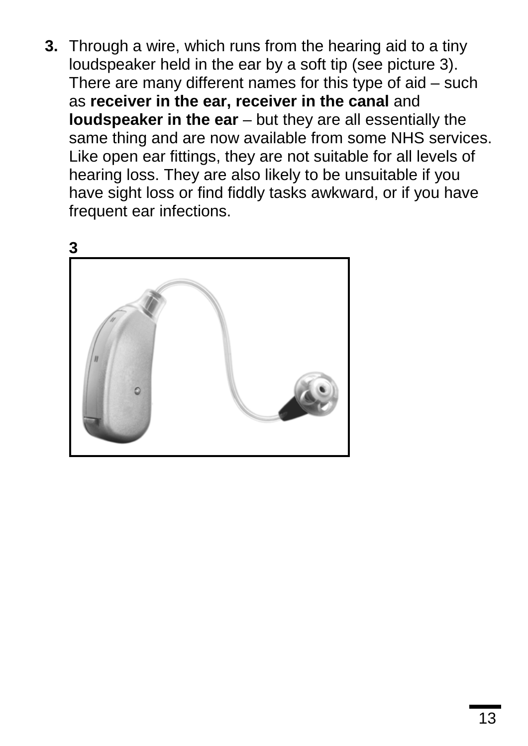3. Through a wire, which runs from the hearing aid to a tiny loudspeaker held in the ear by a soft tip (see picture 3). There are many different names for this type of aid – such as **receiver in the ear, receiver in the canal** and **loudspeaker in the ear** – but they are all essentially the same thing and are now available from some NHS services. Like open ear fittings, they are not suitable for all levels of hearing loss. They are also likely to be unsuitable if you have sight loss or find fiddly tasks awkward, or if you have frequent ear infections.

**3**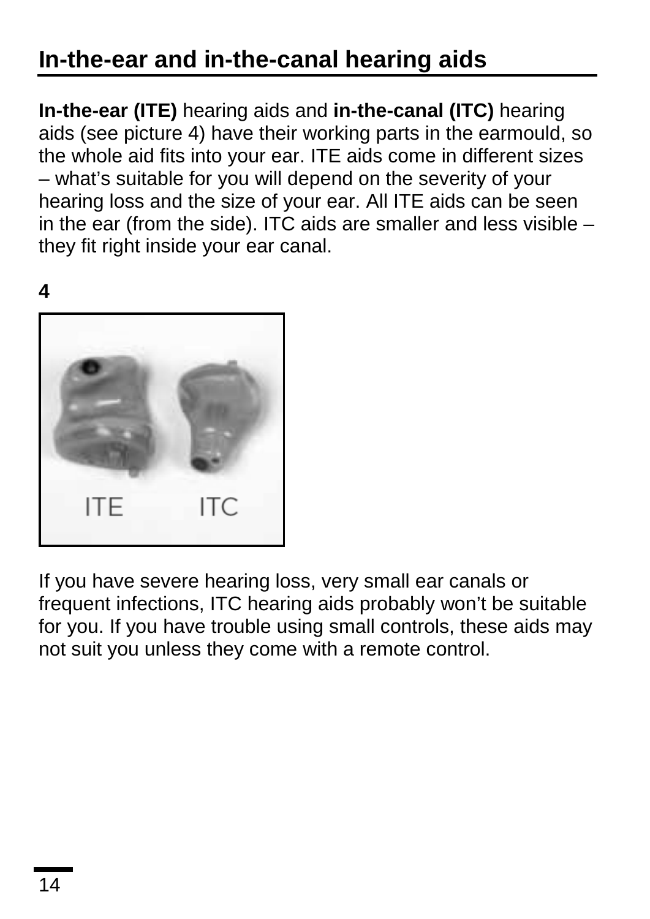## In-the-ear and in-the-canal hearing aids

**In-the-ear (ITE)** hearing aids and **in-the-canal (ITC)** hearing aids (see picture 4) have their working parts in the earmould, so the whole aid fits into your ear. ITE aids come in different sizes – what's suitable for you will depend on the severity of your hearing loss and the size of your ear. All ITE aids can be seen in the ear (from the side). ITC aids are smaller and less visible – they fit right inside your ear canal.

**4**

ITE ITC

If you have severe hearing loss, very small ear canals or frequent infections, ITC hearing aids probably won't be suitable for you. If you have trouble using small controls, these aids may not suit you unless they come with a remote control.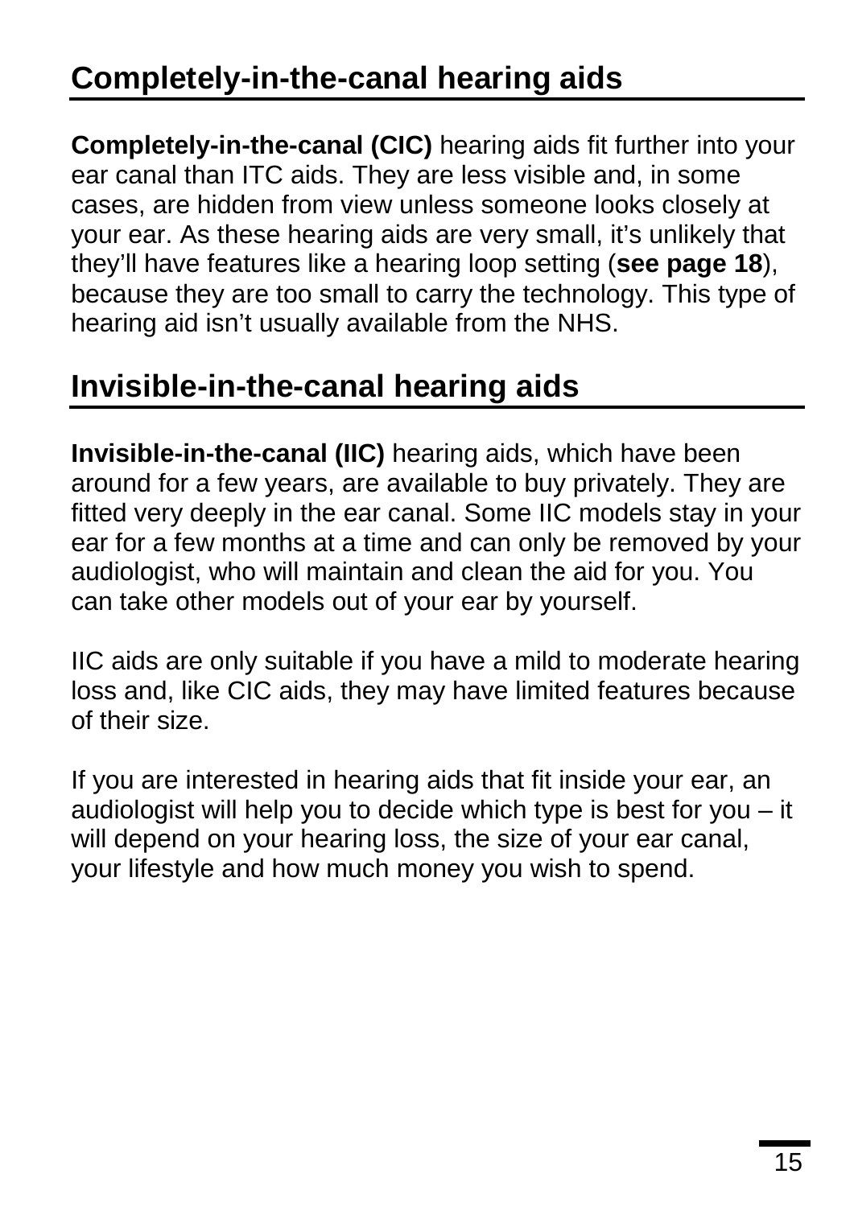## Completely-in-the-canal hearing aids

**Completely-in-the-canal (CIC)** hearing aids fit further into your ear canal than ITC aids. They are less visible and, in some cases, are hidden from view unless someone looks closely at your ear. As these hearing aids are very small, it's unlikely that they'll have features like a hearing loop setting (**see page 18**), because they are too small to carry the technology. This type of hearing aid isn't usually available from the NHS.

## Invisible-in-the-canal hearing aids

**Invisible-in-the-canal (IIC)** hearing aids, which have been around for a few years, are available to buy privately. They are fitted very deeply in the ear canal. Some IIC models stay in your ear for a few months at a time and can only be removed by your audiologist, who will maintain and clean the aid for you. You can take other models out of your ear by yourself.

IIC aids are only suitable if you have a mild to moderate hearing loss and, like CIC aids, they may have limited features because of their size.

If you are interested in hearing aids that fit inside your ear, an audiologist will help you to decide which type is best for you – it will depend on your hearing loss, the size of your ear canal, your lifestyle and how much money you wish to spend.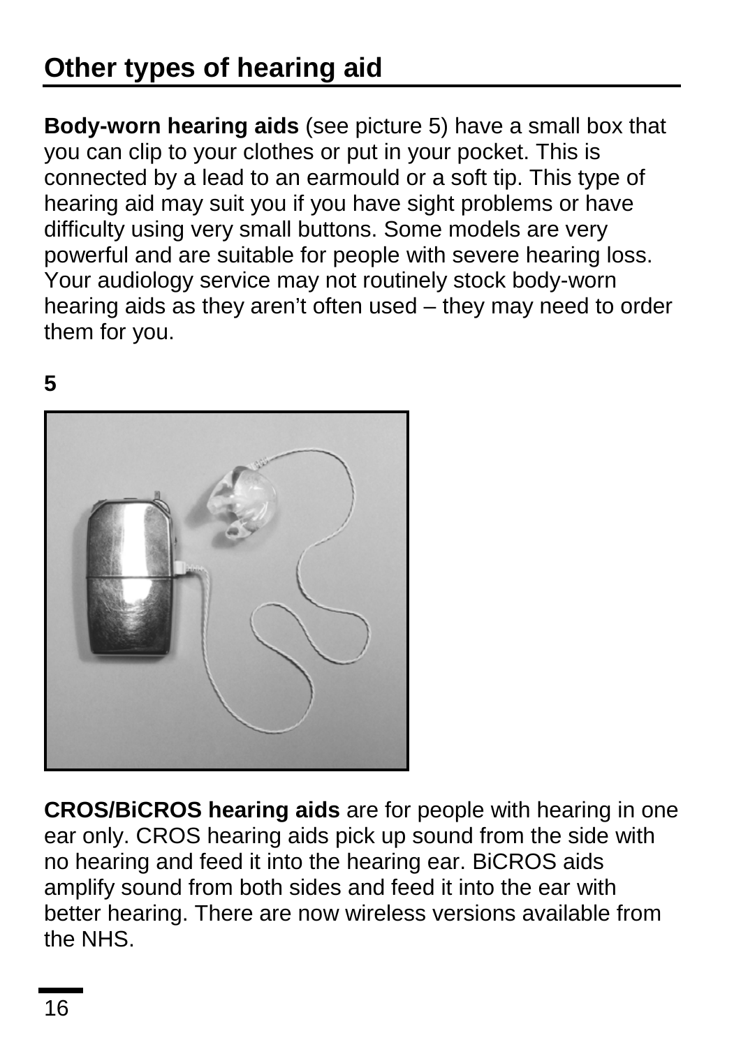## Other types of hearing aid

**Body-worn hearing aids** (see picture 5) have a small box that you can clip to your clothes or put in your pocket. This is connected by a lead to an earmould or a soft tip. This type of hearing aid may suit you if you have sight problems or have difficulty using very small buttons. Some models are very powerful and are suitable for people with severe hearing loss. Your audiology service may not routinely stock body-worn hearing aids as they aren't often used – they may need to order them for you.

**5**

**CROS/BiCROS hearing aids** are for people with hearing in one ear only. CROS hearing aids pick up sound from the side with no hearing and feed it into the hearing ear. BiCROS aids amplify sound from both sides and feed it into the ear with better hearing. There are now wireless versions available from the NHS.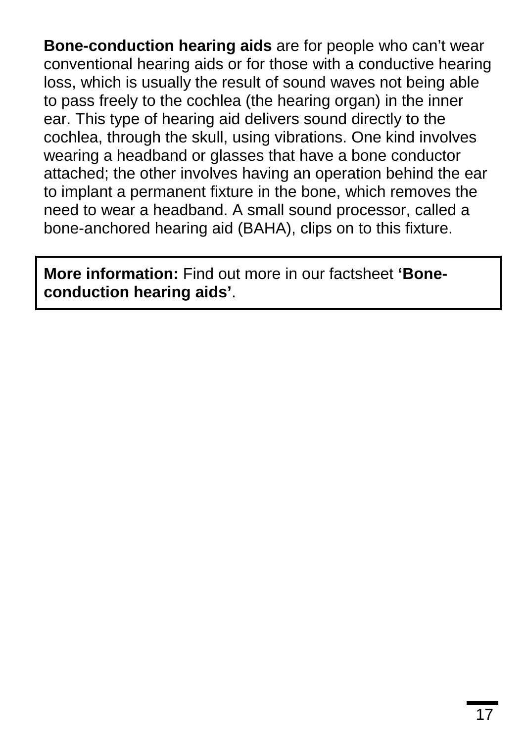**Bone-conduction hearing aids** are for people who can't wear conventional hearing aids or for those with a conductive hearing loss, which is usually the result of sound waves not being able to pass freely to the cochlea (the hearing organ) in the inner ear. This type of hearing aid delivers sound directly to the cochlea, through the skull, using vibrations. One kind involves wearing a headband or glasses that have a bone conductor attached; the other involves having an operation behind the ear to implant a permanent fixture in the bone, which removes the need to wear a headband. A small sound processor, called a bone-anchored hearing aid (BAHA), clips on to this fixture.

**More information:** Find out more in our factsheet **'Bone-conduction hearing aids'**.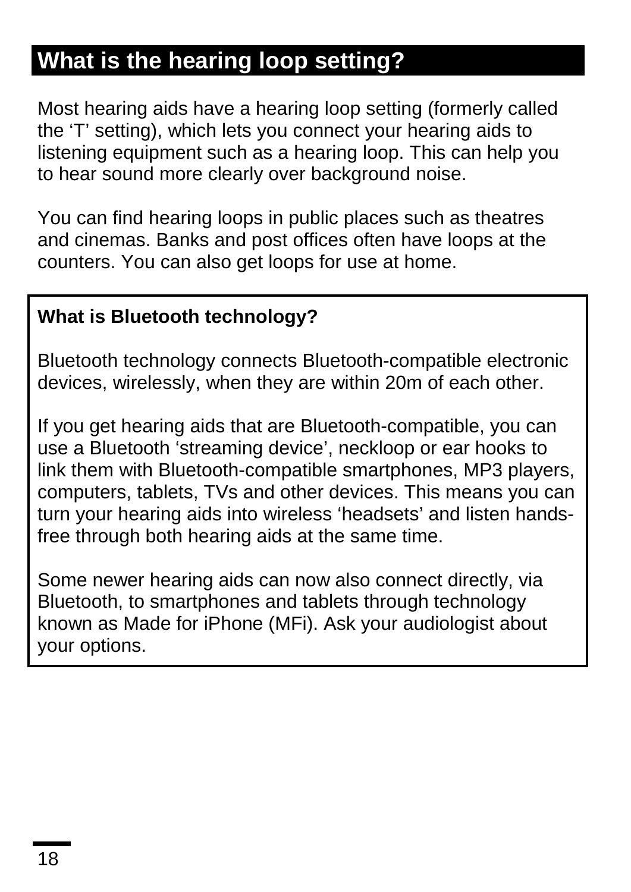## What is the hearing loop setting?

Most hearing aids have a hearing loop setting (formerly called the 'T' setting), which lets you connect your hearing aids to listening equipment such as a hearing loop. This can help you to hear sound more clearly over background noise.

You can find hearing loops in public places such as theatres and cinemas. Banks and post offices often have loops at the counters. You can also get loops for use at home.

**What is Bluetooth technology?**

Bluetooth technology connects Bluetooth-compatible electronic devices, wirelessly, when they are within 20m of each other.

If you get hearing aids that are Bluetooth-compatible, you can use a Bluetooth 'streaming device', neckloop or ear hooks to link them with Bluetooth-compatible smartphones, MP3 players, computers, tablets, TVs and other devices. This means you can turn your hearing aids into wireless 'headsets' and listen hands-free through both hearing aids at the same time.

Some newer hearing aids can now also connect directly, via Bluetooth, to smartphones and tablets through technology known as Made for iPhone (MFi). Ask your audiologist about your options.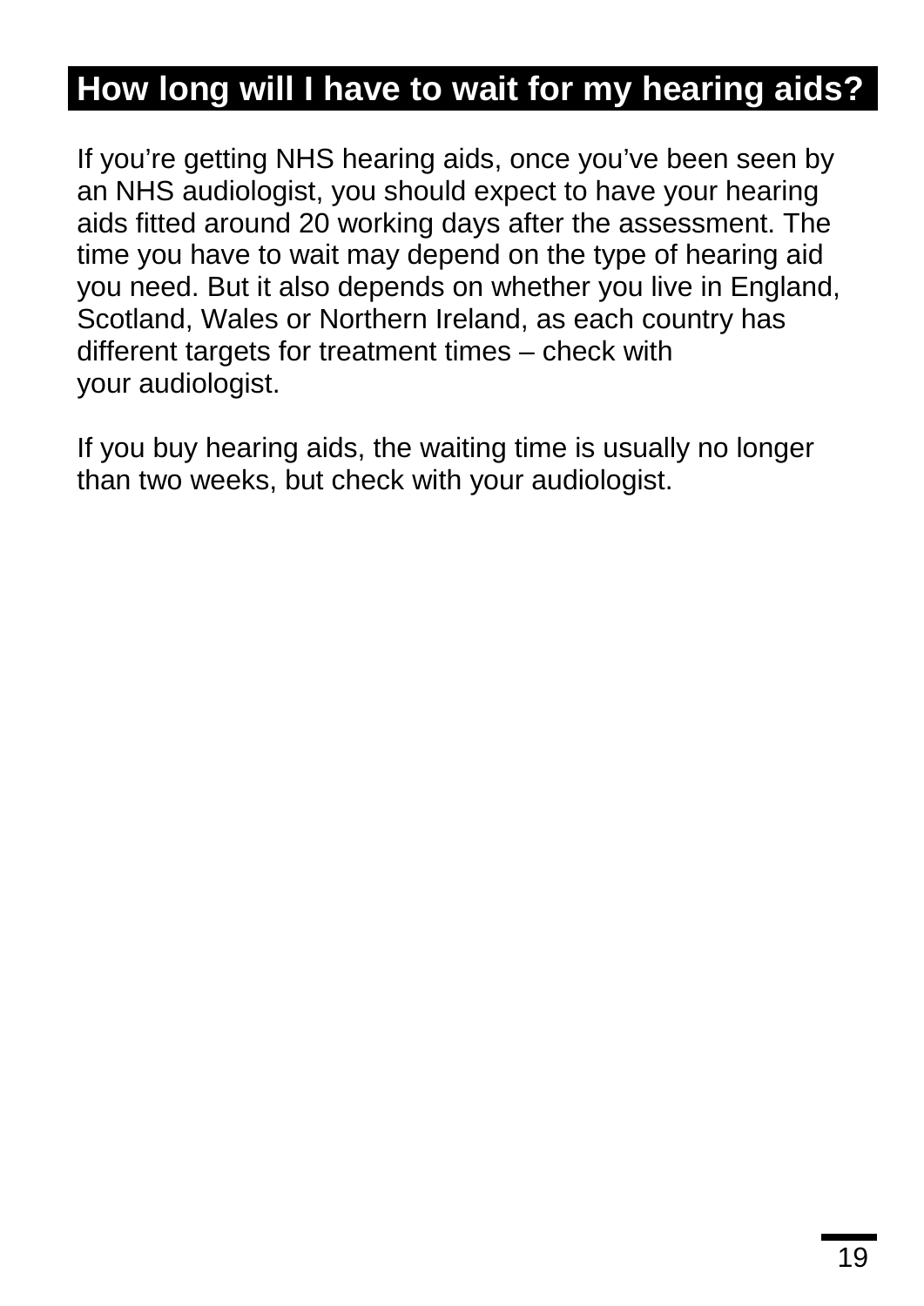## How long will I have to wait for my hearing aids?

If you're getting NHS hearing aids, once you've been seen by an NHS audiologist, you should expect to have your hearing aids fitted around 20 working days after the assessment. The time you have to wait may depend on the type of hearing aid you need. But it also depends on whether you live in England, Scotland, Wales or Northern Ireland, as each country has different targets for treatment times – check with your audiologist.

If you buy hearing aids, the waiting time is usually no longer than two weeks, but check with your audiologist.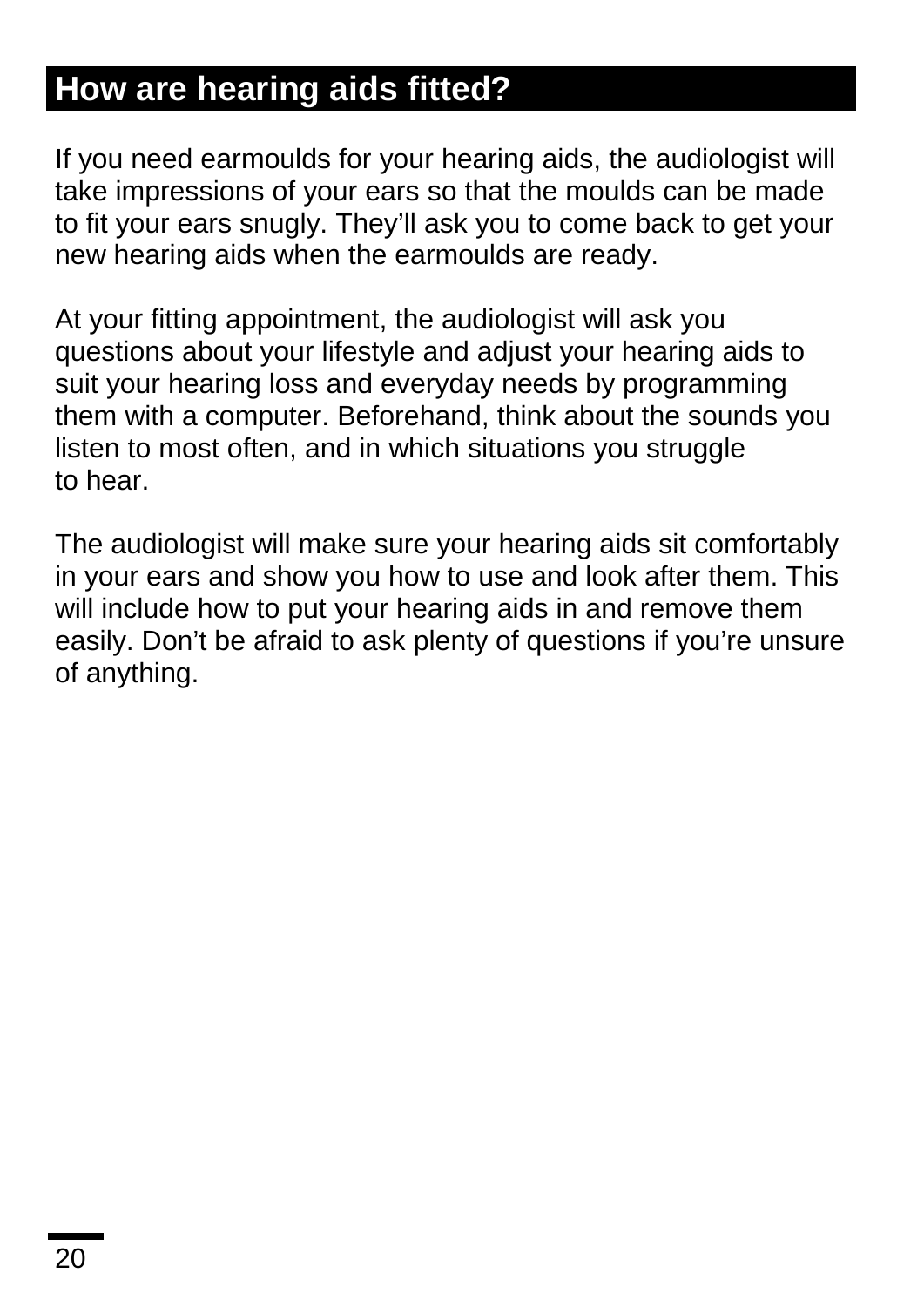## How are hearing aids fitted?

If you need earmoulds for your hearing aids, the audiologist will take impressions of your ears so that the moulds can be made to fit your ears snugly. They'll ask you to come back to get your new hearing aids when the earmoulds are ready.

At your fitting appointment, the audiologist will ask you questions about your lifestyle and adjust your hearing aids to suit your hearing loss and everyday needs by programming them with a computer. Beforehand, think about the sounds you listen to most often, and in which situations you struggle to hear.

The audiologist will make sure your hearing aids sit comfortably in your ears and show you how to use and look after them. This will include how to put your hearing aids in and remove them easily. Don't be afraid to ask plenty of questions if you're unsure of anything.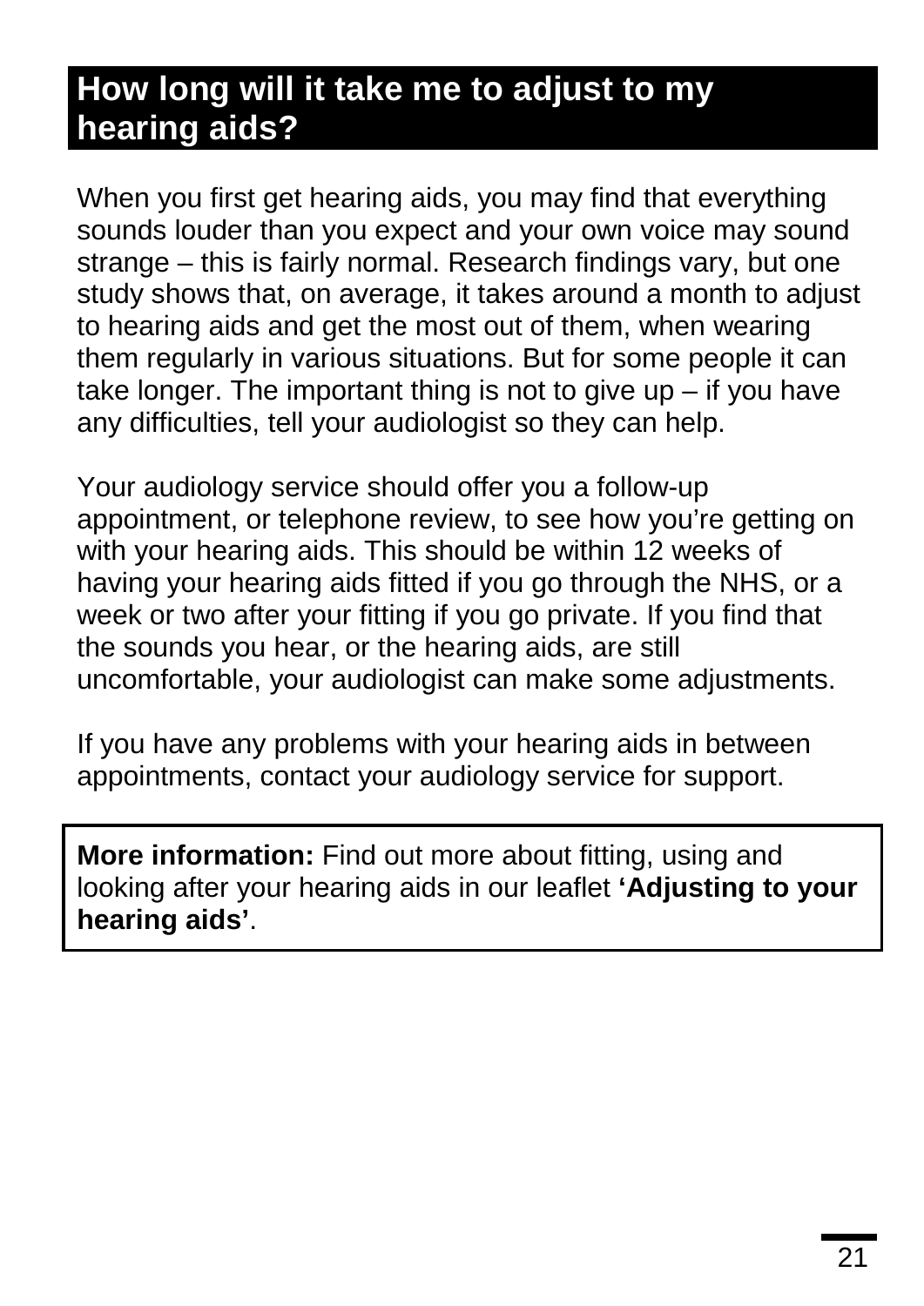## How long will it take me to adjust to my hearing aids?

When you first get hearing aids, you may find that everything sounds louder than you expect and your own voice may sound strange – this is fairly normal. Research findings vary, but one study shows that, on average, it takes around a month to adjust to hearing aids and get the most out of them, when wearing them regularly in various situations. But for some people it can take longer. The important thing is not to give up – if you have any difficulties, tell your audiologist so they can help.

Your audiology service should offer you a follow-up appointment, or telephone review, to see how you're getting on with your hearing aids. This should be within 12 weeks of having your hearing aids fitted if you go through the NHS, or a week or two after your fitting if you go private. If you find that the sounds you hear, or the hearing aids, are still uncomfortable, your audiologist can make some adjustments.

If you have any problems with your hearing aids in between appointments, contact your audiology service for support.

**More information:** Find out more about fitting, using and looking after your hearing aids in our leaflet **'Adjusting to your hearing aids'**.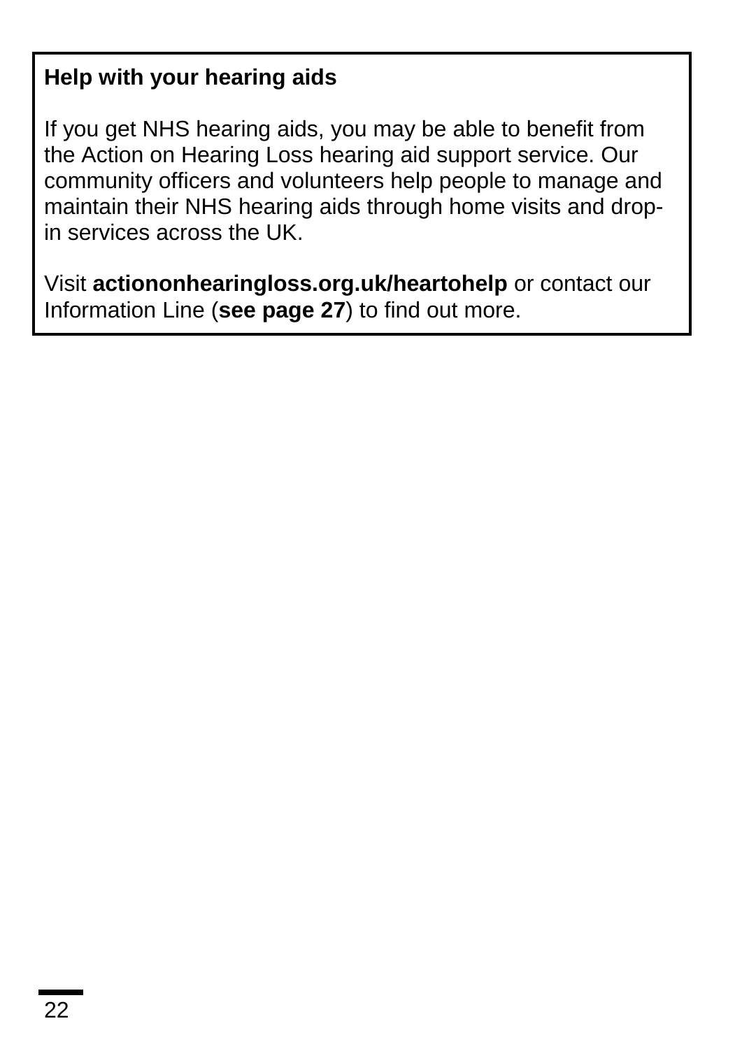**Help with your hearing aids**

If you get NHS hearing aids, you may be able to benefit from the Action on Hearing Loss hearing aid support service. Our community officers and volunteers help people to manage and maintain their NHS hearing aids through home visits and drop-in services across the UK.

Visit **actiononhearingloss.org.uk/heartohelp** or contact our Information Line (**see page 27**) to find out more.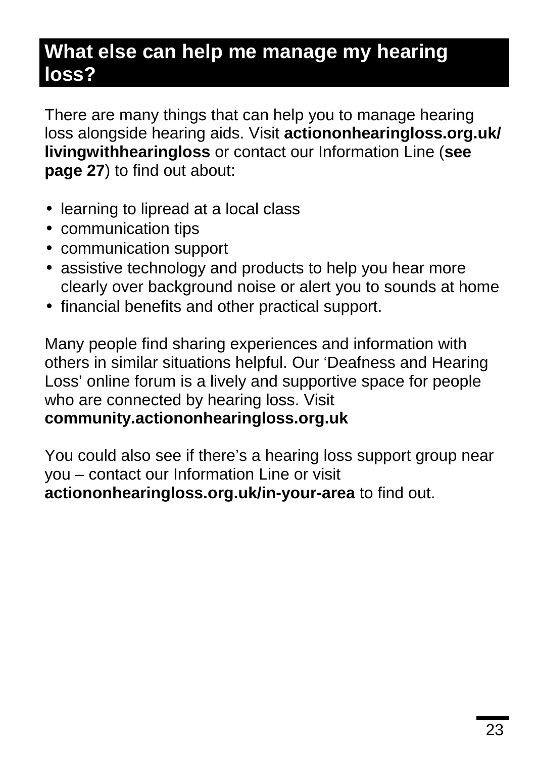## What else can help me manage my hearing loss?

There are many things that can help you to manage hearing loss alongside hearing aids. Visit **actiononhearingloss.org.uk/livingwithhearingloss** or contact our Information Line (**see page 27**) to find out about:

- learning to lipread at a local class
- communication tips
- communication support
- assistive technology and products to help you hear more clearly over background noise or alert you to sounds at home
- financial benefits and other practical support.

Many people find sharing experiences and information with others in similar situations helpful. Our 'Deafness and Hearing Loss' online forum is a lively and supportive space for people who are connected by hearing loss. Visit **community.actiononhearingloss.org.uk**

You could also see if there's a hearing loss support group near you – contact our Information Line or visit **actiononhearingloss.org.uk/in-your-area** to find out.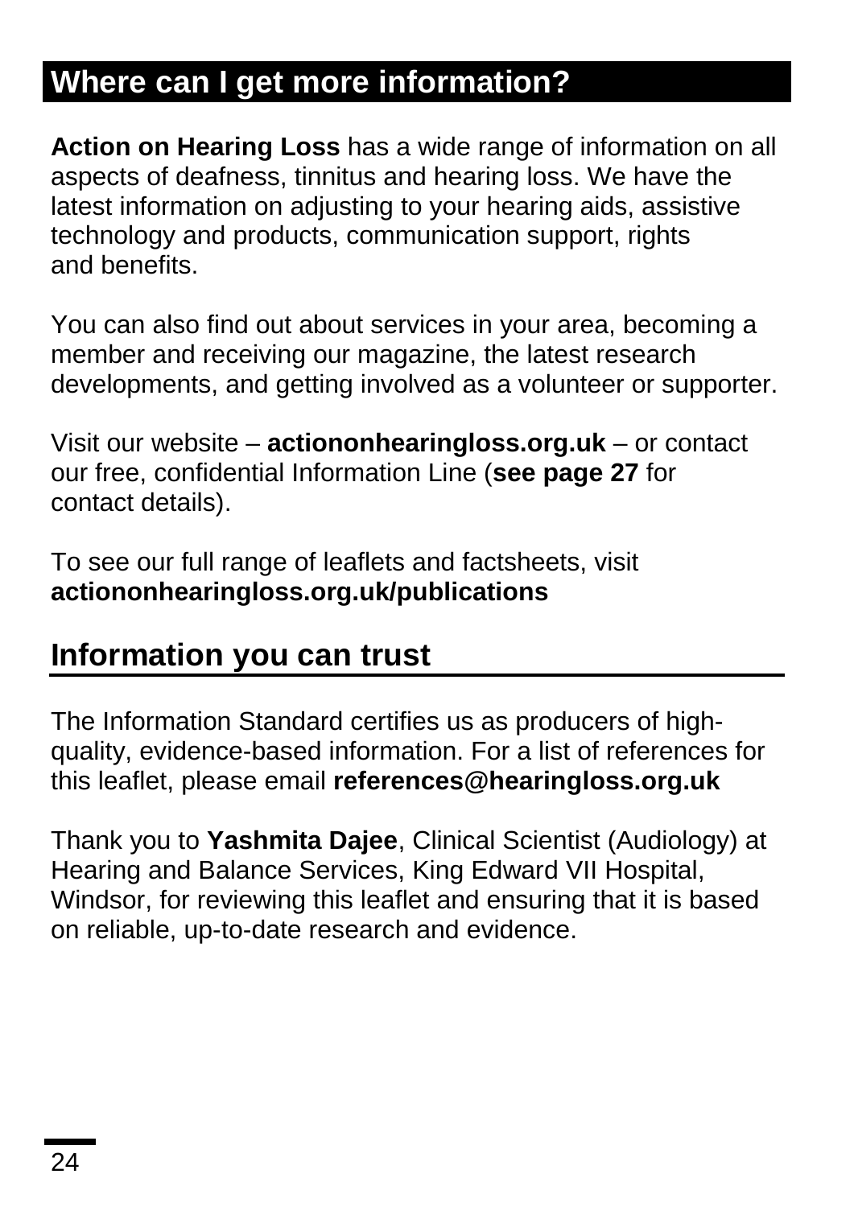## Where can I get more information?

**Action on Hearing Loss** has a wide range of information on all aspects of deafness, tinnitus and hearing loss. We have the latest information on adjusting to your hearing aids, assistive technology and products, communication support, rights and benefits.

You can also find out about services in your area, becoming a member and receiving our magazine, the latest research developments, and getting involved as a volunteer or supporter.

Visit our website – **actiononhearingloss.org.uk** – or contact our free, confidential Information Line (**see page 27** for contact details).

To see our full range of leaflets and factsheets, visit **actiononhearingloss.org.uk/publications**

## Information you can trust

The Information Standard certifies us as producers of high-quality, evidence-based information. For a list of references for this leaflet, please email **references@hearingloss.org.uk**

Thank you to **Yashmita Dajee**, Clinical Scientist (Audiology) at Hearing and Balance Services, King Edward VII Hospital, Windsor, for reviewing this leaflet and ensuring that it is based on reliable, up-to-date research and evidence.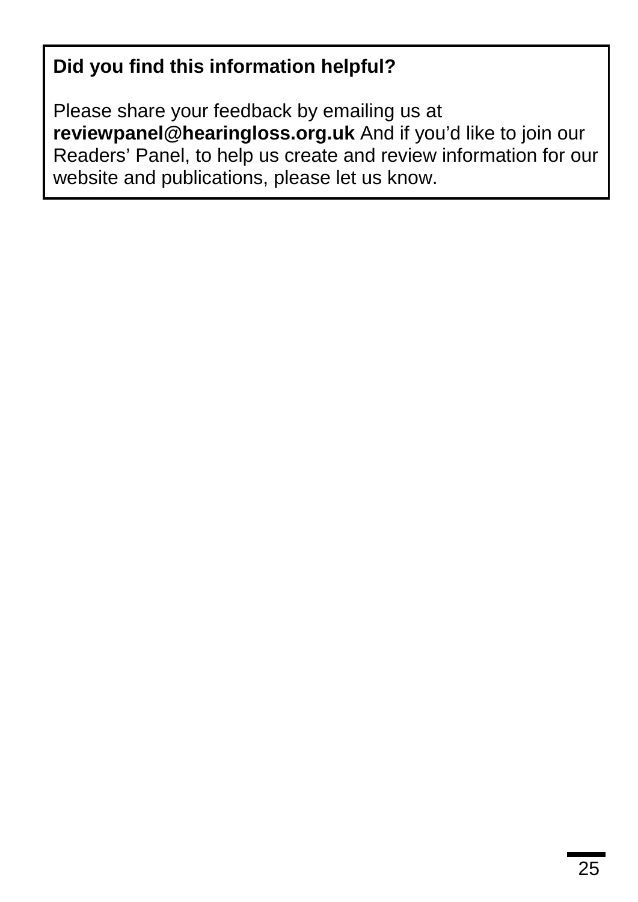**Did you find this information helpful?**

Please share your feedback by emailing us at **reviewpanel@hearingloss.org.uk** And if you'd like to join our Readers' Panel, to help us create and review information for our website and publications, please let us know.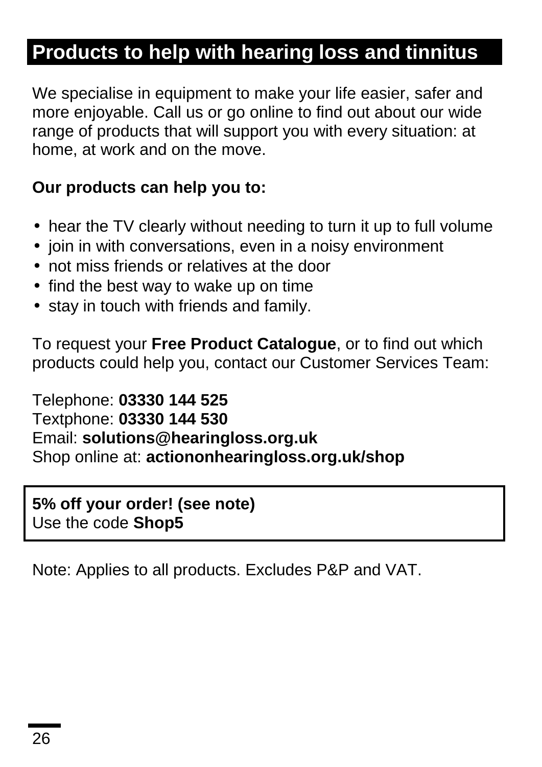## Products to help with hearing loss and tinnitus

We specialise in equipment to make your life easier, safer and more enjoyable. Call us or go online to find out about our wide range of products that will support you with every situation: at home, at work and on the move.

**Our products can help you to:**

- hear the TV clearly without needing to turn it up to full volume
- join in with conversations, even in a noisy environment
- not miss friends or relatives at the door
- find the best way to wake up on time
- stay in touch with friends and family.

To request your **Free Product Catalogue**, or to find out which products could help you, contact our Customer Services Team:

Telephone: **03330 144 525**
Textphone: **03330 144 530**
Email: **solutions@hearingloss.org.uk**
Shop online at: **actiononhearingloss.org.uk/shop**

**5% off your order! (see note)**
Use the code **Shop5**

Note: Applies to all products. Excludes P&P and VAT.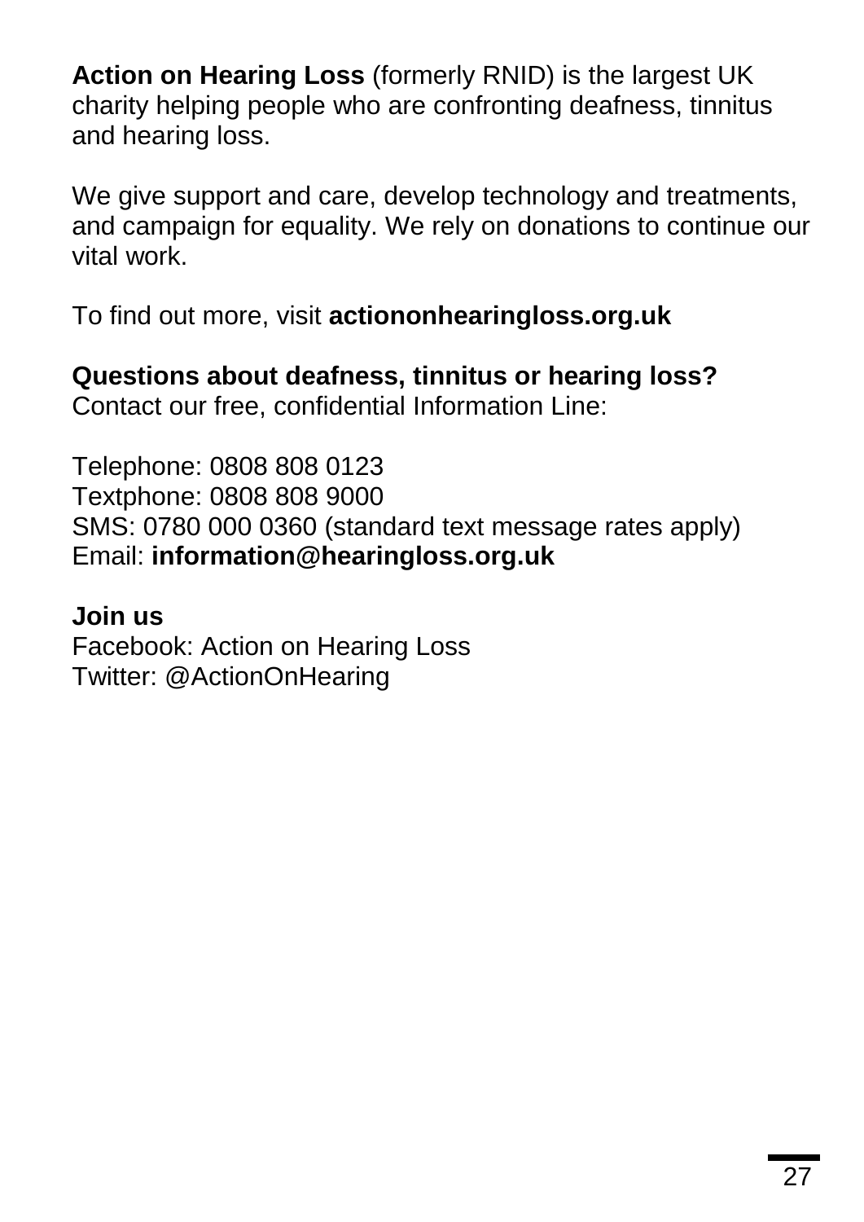**Action on Hearing Loss** (formerly RNID) is the largest UK charity helping people who are confronting deafness, tinnitus and hearing loss.

We give support and care, develop technology and treatments, and campaign for equality. We rely on donations to continue our vital work.

To find out more, visit **actiononhearingloss.org.uk**

**Questions about deafness, tinnitus or hearing loss?**
Contact our free, confidential Information Line:

Telephone: 0808 808 0123
Textphone: 0808 808 9000
SMS: 0780 000 0360 (standard text message rates apply)
Email: **information@hearingloss.org.uk**

**Join us**
Facebook: Action on Hearing Loss
Twitter: @ActionOnHearing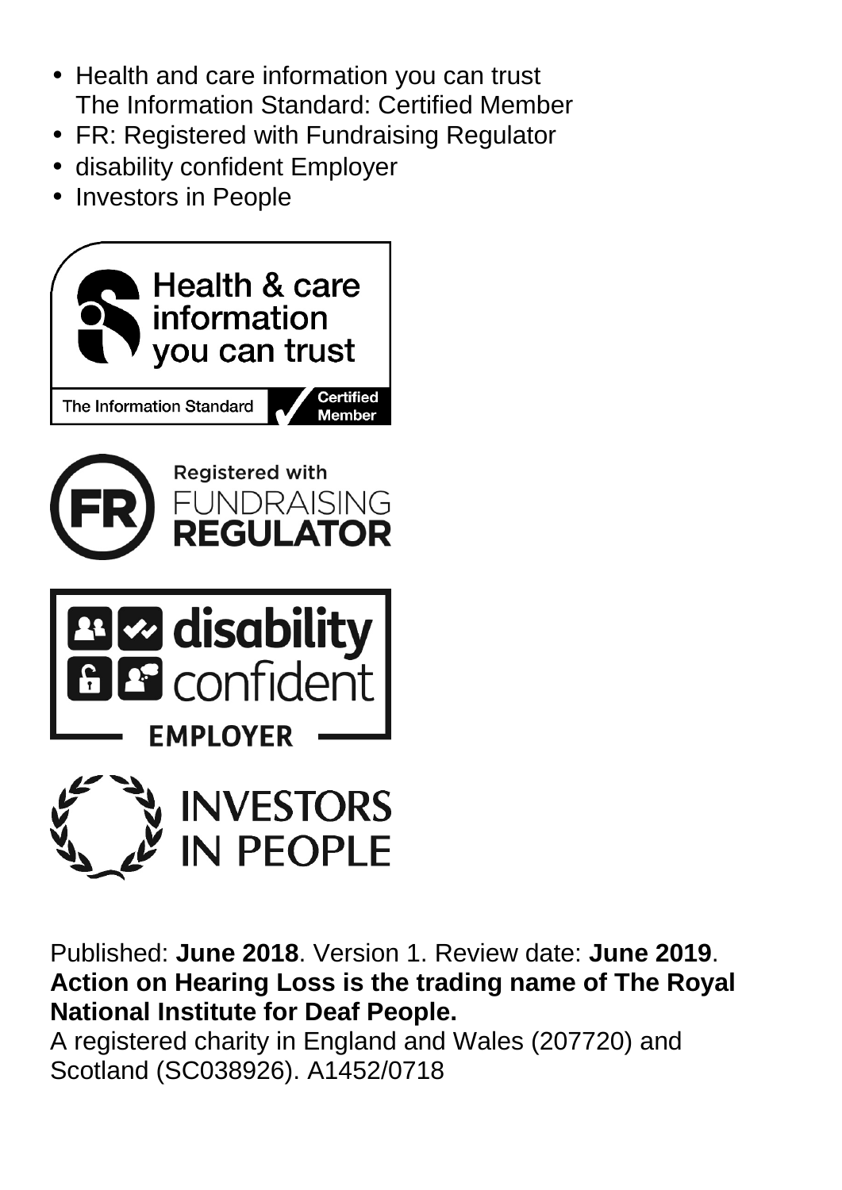- Health and care information you can trust
  The Information Standard: Certified Member
- FR: Registered with Fundraising Regulator
- disability confident Employer
- Investors in People

Published: **June 2018**. Version 1. Review date: **June 2019**.
**Action on Hearing Loss is the trading name of The Royal National Institute for Deaf People.**
A registered charity in England and Wales (207720) and Scotland (SC038926). A1452/0718